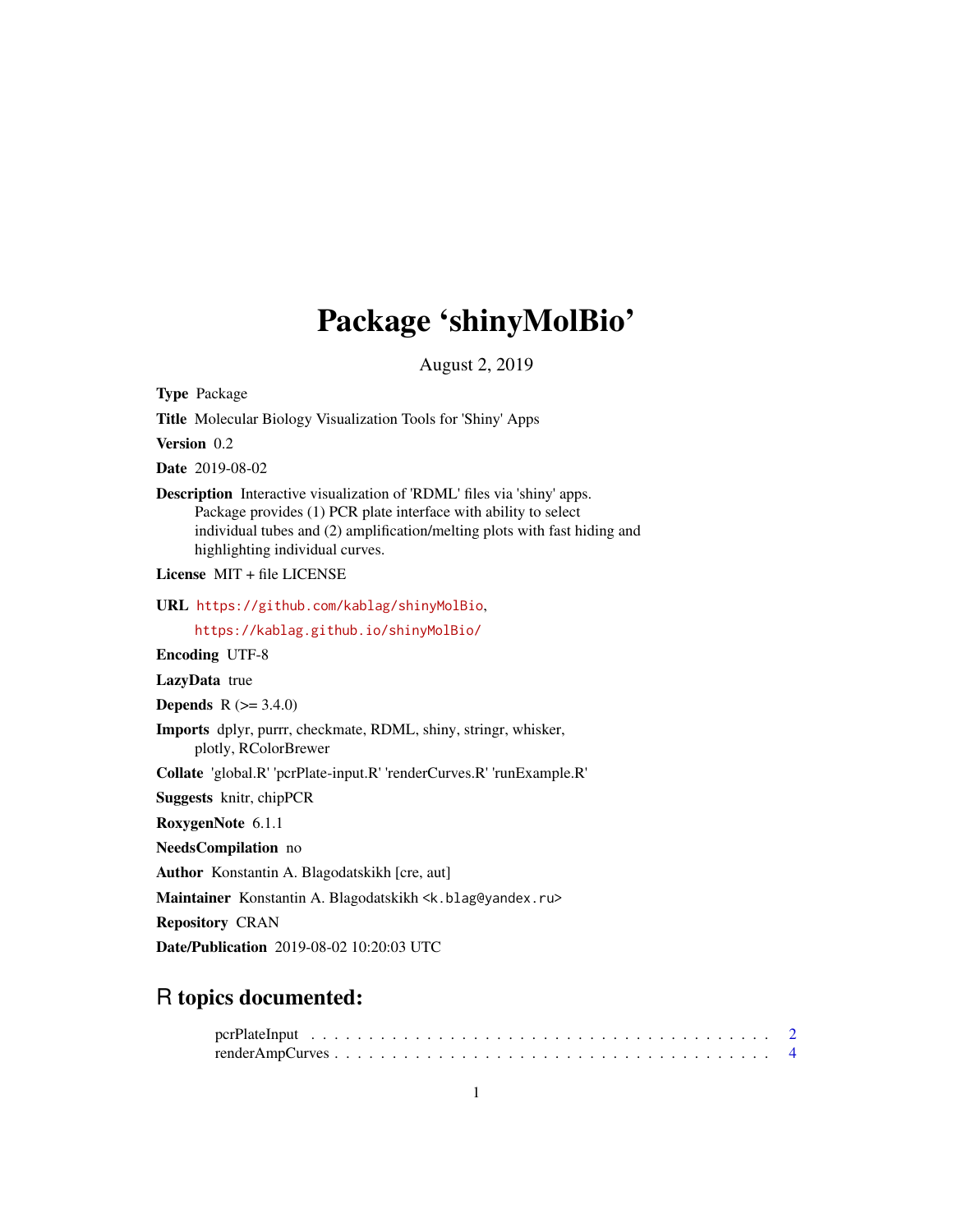# Package 'shinyMolBio'

August 2, 2019

**Type** Package

**Title** Molecular Biology Visualization Tools for 'Shiny' Apps

**Version** 0.2

**Date** 2019-08-02

**Description** Interactive visualization of 'RDML' files via 'shiny' apps.
Package provides (1) PCR plate interface with ability to select
individual tubes and (2) amplification/melting plots with fast hiding and
highlighting individual curves.

**License** MIT + file LICENSE

**URL** https://github.com/kablag/shinyMolBio,
https://kablag.github.io/shinyMolBio/

**Encoding** UTF-8

**LazyData** true

**Depends** R (>= 3.4.0)

**Imports** dplyr, purrr, checkmate, RDML, shiny, stringr, whisker,
plotly, RColorBrewer

**Collate** 'global.R' 'pcrPlate-input.R' 'renderCurves.R' 'runExample.R'

**Suggests** knitr, chipPCR

**RoxygenNote** 6.1.1

**NeedsCompilation** no

**Author** Konstantin A. Blagodatskikh [cre, aut]

**Maintainer** Konstantin A. Blagodatskikh <k.blag@yandex.ru>

**Repository** CRAN

**Date/Publication** 2019-08-02 10:20:03 UTC

## R topics documented:

pcrPlateInput . . . . . . . . . . . . . . . . . . . . . . . . . . . . . . . . . . . . . 2
renderAmpCurves . . . . . . . . . . . . . . . . . . . . . . . . . . . . . . . . . . . . 4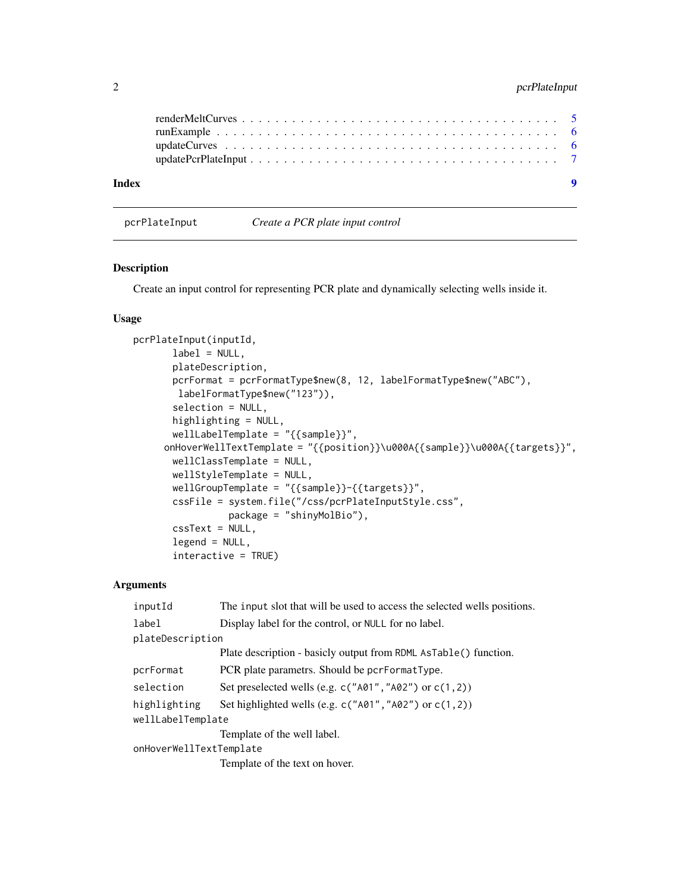renderMeltCurves . . . . . . . . . . . . . . . . . . . . . . . . . . . . . . . . . . . . 5
runExample . . . . . . . . . . . . . . . . . . . . . . . . . . . . . . . . . . . . . . . 6
updateCurves . . . . . . . . . . . . . . . . . . . . . . . . . . . . . . . . . . . . . . 6
updatePcrPlateInput . . . . . . . . . . . . . . . . . . . . . . . . . . . . . . . . . . . 7

**Index** 9

---

`pcrPlateInput` *Create a PCR plate input control*

---

## Description

Create an input control for representing PCR plate and dynamically selecting wells inside it.

## Usage

```
pcrPlateInput(inputId,
       label = NULL,
       plateDescription,
       pcrFormat = pcrFormatType$new(8, 12, labelFormatType$new("ABC"),
        labelFormatType$new("123")),
       selection = NULL,
       highlighting = NULL,
       wellLabelTemplate = "{{sample}}",
     onHoverWellTextTemplate = "{{position}}\u000A{{sample}}\u000A{{targets}}",
       wellClassTemplate = NULL,
       wellStyleTemplate = NULL,
       wellGroupTemplate = "{{sample}}-{{targets}}",
       cssFile = system.file("/css/pcrPlateInputStyle.css",
                 package = "shinyMolBio"),
       cssText = NULL,
       legend = NULL,
       interactive = TRUE)
```

## Arguments

`inputId` The input slot that will be used to access the selected wells positions.

`label` Display label for the control, or `NULL` for no label.

`plateDescription`
Plate description - basicly output from `RDML AsTable()` function.

`pcrFormat` PCR plate parametrs. Should be `pcrFormatType`.

`selection` Set preselected wells (e.g. `c("A01","A02")` or `c(1,2)`)

`highlighting` Set highlighted wells (e.g. `c("A01","A02")` or `c(1,2)`)

`wellLabelTemplate`
Template of the well label.

`onHoverWellTextTemplate`
Template of the text on hover.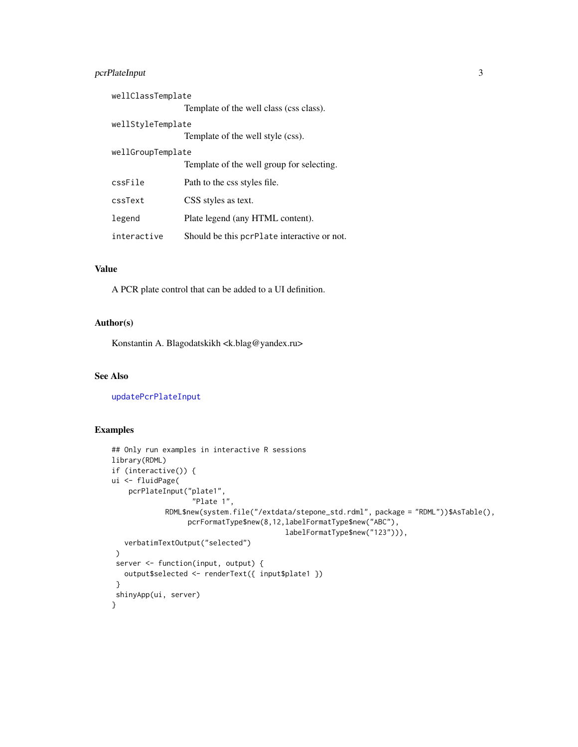| | |
|---|---|
| `wellClassTemplate` | Template of the well class (css class). |
| `wellStyleTemplate` | Template of the well style (css). |
| `wellGroupTemplate` | Template of the well group for selecting. |
| `cssFile` | Path to the css styles file. |
| `cssText` | CSS styles as text. |
| `legend` | Plate legend (any HTML content). |
| `interactive` | Should be this `pcrPlate` interactive or not. |

## Value

A PCR plate control that can be added to a UI definition.

## Author(s)

Konstantin A. Blagodatskikh <k.blag@yandex.ru>

## See Also

`updatePcrPlateInput`

## Examples

```
## Only run examples in interactive R sessions
library(RDML)
if (interactive()) {
ui <- fluidPage(
    pcrPlateInput("plate1",
                  "Plate 1",
             RDML$new(system.file("/extdata/stepone_std.rdml", package = "RDML"))$AsTable(),
                  pcrFormatType$new(8,12,labelFormatType$new("ABC"),
                                         labelFormatType$new("123"))),
   verbatimTextOutput("selected")
 )
 server <- function(input, output) {
   output$selected <- renderText({ input$plate1 })
 }
 shinyApp(ui, server)
}
```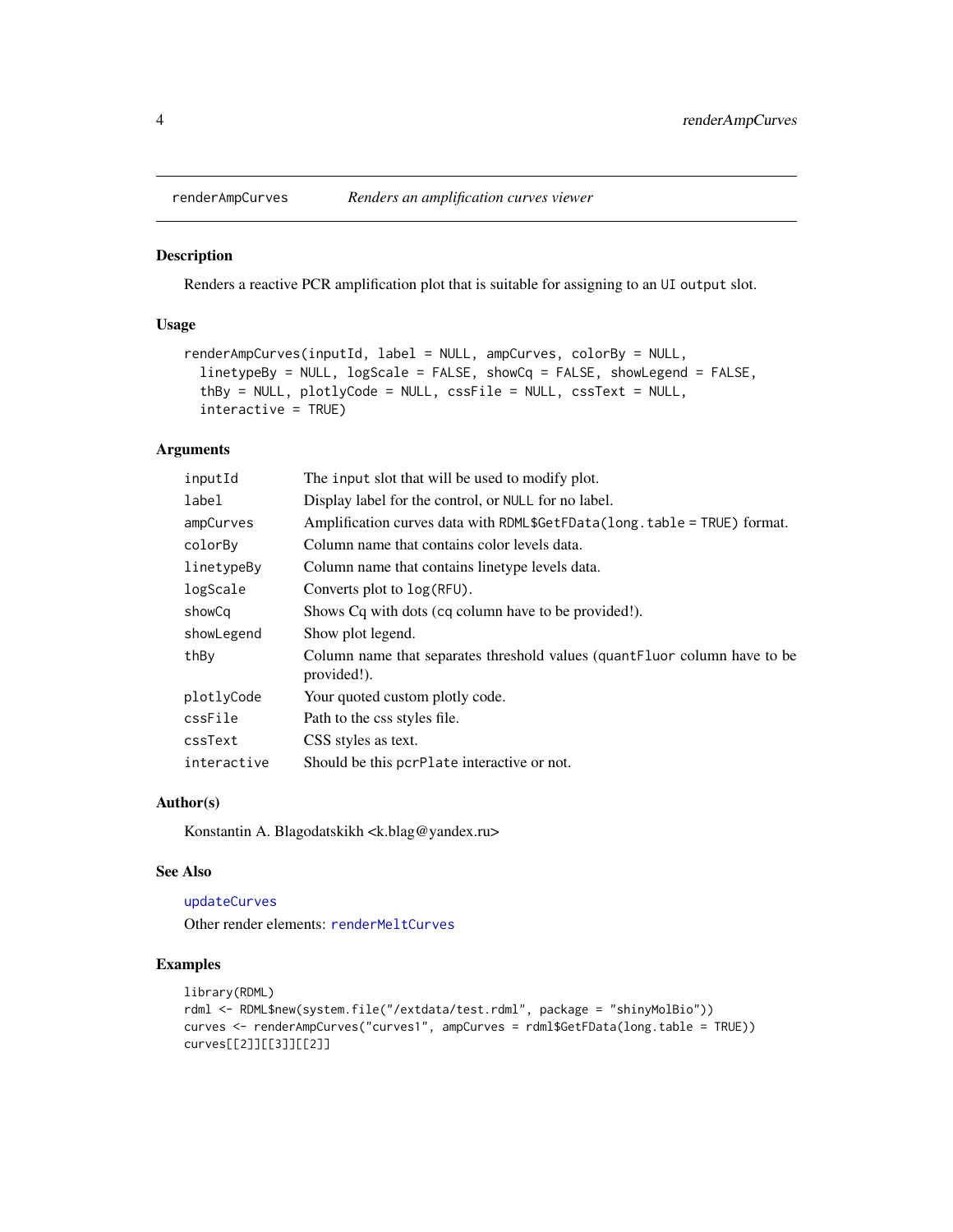renderAmpCurves *Renders an amplification curves viewer*

## Description

Renders a reactive PCR amplification plot that is suitable for assigning to an `UI output` slot.

## Usage

```
renderAmpCurves(inputId, label = NULL, ampCurves, colorBy = NULL,
  linetypeBy = NULL, logScale = FALSE, showCq = FALSE, showLegend = FALSE,
  thBy = NULL, plotlyCode = NULL, cssFile = NULL, cssText = NULL,
  interactive = TRUE)
```

## Arguments

| | |
|---|---|
| inputId | The `input` slot that will be used to modify plot. |
| label | Display label for the control, or `NULL` for no label. |
| ampCurves | Amplification curves data with `RDML$GetFData(long.table = TRUE)` format. |
| colorBy | Column name that contains color levels data. |
| linetypeBy | Column name that contains linetype levels data. |
| logScale | Converts plot to `log(RFU)`. |
| showCq | Shows Cq with dots (cq column have to be provided!). |
| showLegend | Show plot legend. |
| thBy | Column name that separates threshold values (`quantFluor` column have to be provided!). |
| plotlyCode | Your quoted custom plotly code. |
| cssFile | Path to the css styles file. |
| cssText | CSS styles as text. |
| interactive | Should be this `pcrPlate` interactive or not. |

## Author(s)

Konstantin A. Blagodatskikh <k.blag@yandex.ru>

## See Also

`updateCurves`

Other render elements: `renderMeltCurves`

## Examples

```
library(RDML)
rdml <- RDML$new(system.file("/extdata/test.rdml", package = "shinyMolBio"))
curves <- renderAmpCurves("curves1", ampCurves = rdml$GetFData(long.table = TRUE))
curves[[2]][[3]][[2]]
```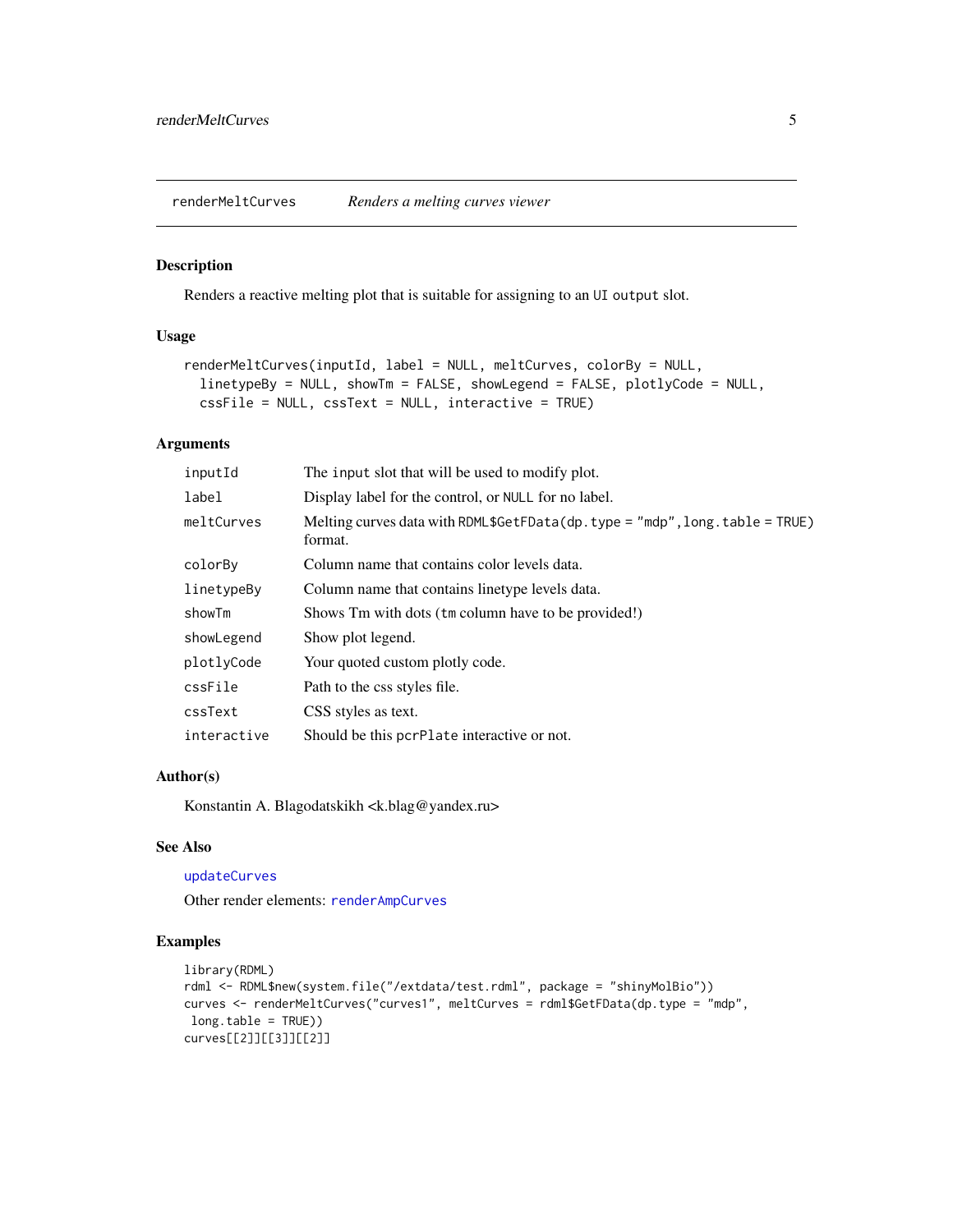renderMeltCurves — *Renders a melting curves viewer*

## Description

Renders a reactive melting plot that is suitable for assigning to an `UI` `output` slot.

## Usage

```
renderMeltCurves(inputId, label = NULL, meltCurves, colorBy = NULL,
  linetypeBy = NULL, showTm = FALSE, showLegend = FALSE, plotlyCode = NULL,
  cssFile = NULL, cssText = NULL, interactive = TRUE)
```

## Arguments

| | |
|---|---|
| `inputId` | The `input` slot that will be used to modify plot. |
| `label` | Display label for the control, or `NULL` for no label. |
| `meltCurves` | Melting curves data with `RDML$GetFData(dp.type = "mdp",long.table = TRUE)` format. |
| `colorBy` | Column name that contains color levels data. |
| `linetypeBy` | Column name that contains linetype levels data. |
| `showTm` | Shows Tm with dots (`tm` column have to be provided!) |
| `showLegend` | Show plot legend. |
| `plotlyCode` | Your quoted custom plotly code. |
| `cssFile` | Path to the css styles file. |
| `cssText` | CSS styles as text. |
| `interactive` | Should be this `pcrPlate` interactive or not. |

## Author(s)

Konstantin A. Blagodatskikh <k.blag@yandex.ru>

## See Also

`updateCurves`

Other render elements: `renderAmpCurves`

## Examples

```
library(RDML)
rdml <- RDML$new(system.file("/extdata/test.rdml", package = "shinyMolBio"))
curves <- renderMeltCurves("curves1", meltCurves = rdml$GetFData(dp.type = "mdp",
 long.table = TRUE))
curves[[2]][[3]][[2]]
```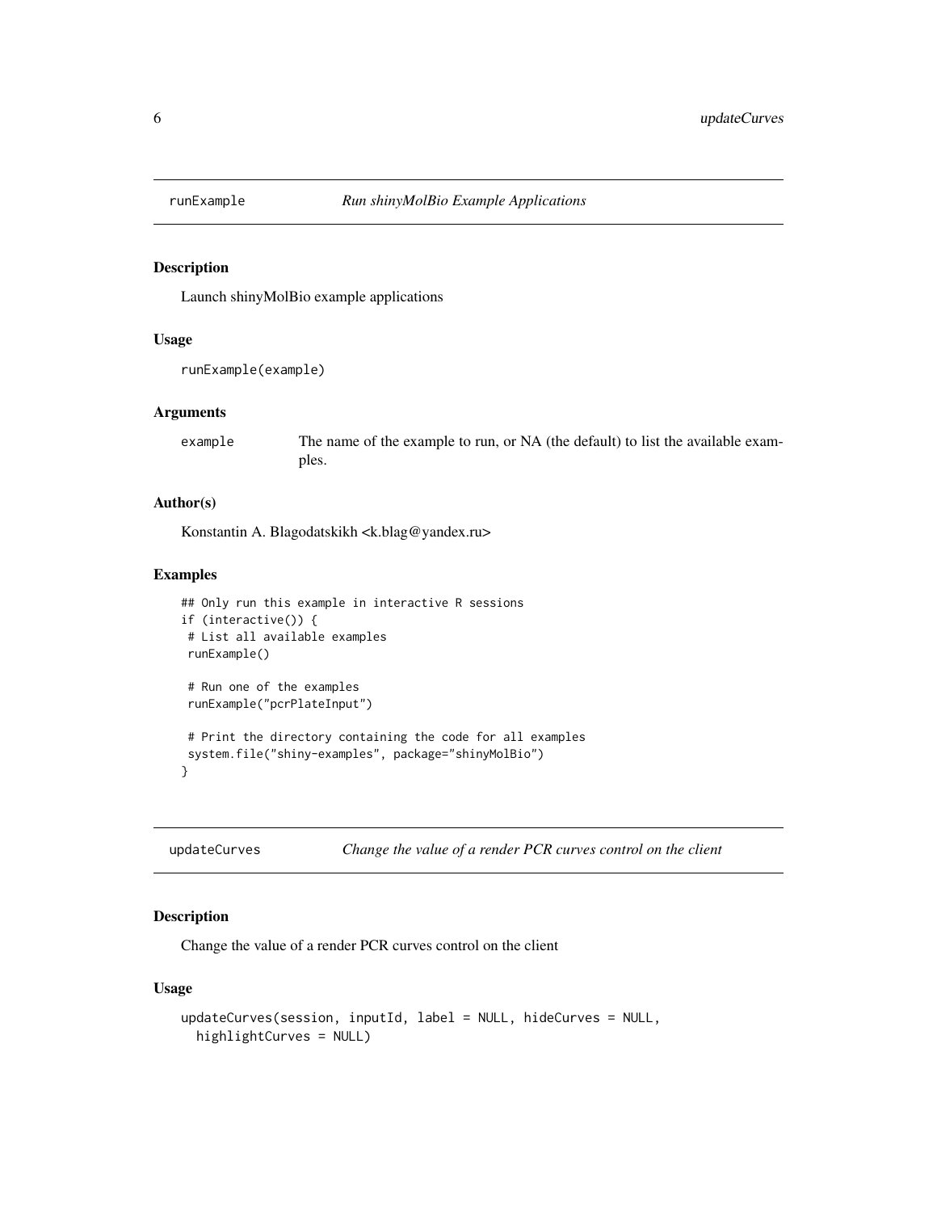## runExample — *Run shinyMolBio Example Applications*

### Description

Launch shinyMolBio example applications

### Usage

```
runExample(example)
```

### Arguments

| | |
|---|---|
| example | The name of the example to run, or NA (the default) to list the available examples. |

### Author(s)

Konstantin A. Blagodatskikh <k.blag@yandex.ru>

### Examples

```
## Only run this example in interactive R sessions
if (interactive()) {
 # List all available examples
 runExample()

 # Run one of the examples
 runExample("pcrPlateInput")

 # Print the directory containing the code for all examples
 system.file("shiny-examples", package="shinyMolBio")
}
```

## updateCurves — *Change the value of a render PCR curves control on the client*

### Description

Change the value of a render PCR curves control on the client

### Usage

```
updateCurves(session, inputId, label = NULL, hideCurves = NULL,
  highlightCurves = NULL)
```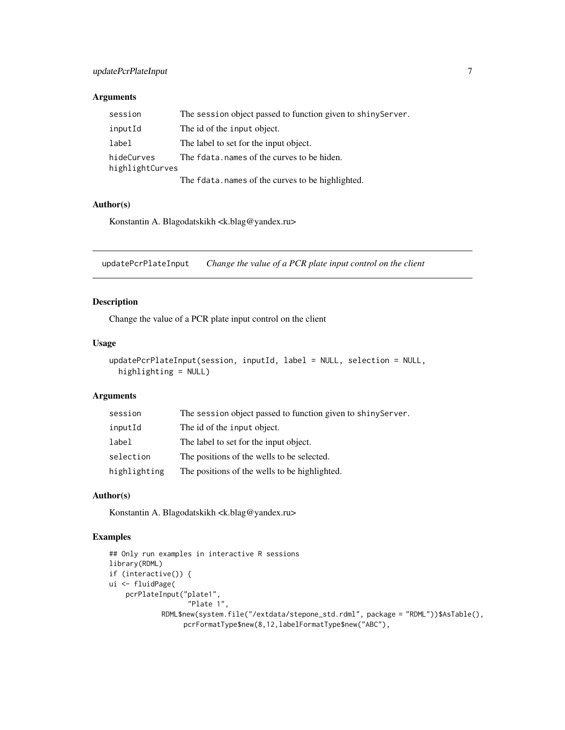### Arguments

| | |
|---|---|
| session | The session object passed to function given to shinyServer. |
| inputId | The id of the input object. |
| label | The label to set for the input object. |
| hideCurves | The fdata.names of the curves to be hiden. |
| highlightCurves | The fdata.names of the curves to be highlighted. |

### Author(s)

Konstantin A. Blagodatskikh <k.blag@yandex.ru>

---

## updatePcrPlateInput *Change the value of a PCR plate input control on the client*

### Description

Change the value of a PCR plate input control on the client

### Usage

```
updatePcrPlateInput(session, inputId, label = NULL, selection = NULL,
  highlighting = NULL)
```

### Arguments

| | |
|---|---|
| session | The session object passed to function given to shinyServer. |
| inputId | The id of the input object. |
| label | The label to set for the input object. |
| selection | The positions of the wells to be selected. |
| highlighting | The positions of the wells to be highlighted. |

### Author(s)

Konstantin A. Blagodatskikh <k.blag@yandex.ru>

### Examples

```
## Only run examples in interactive R sessions
library(RDML)
if (interactive()) {
ui <- fluidPage(
    pcrPlateInput("plate1",
                  "Plate 1",
            RDML$new(system.file("/extdata/stepone_std.rdml", package = "RDML"))$AsTable(),
                  pcrFormatType$new(8,12,labelFormatType$new("ABC"),
```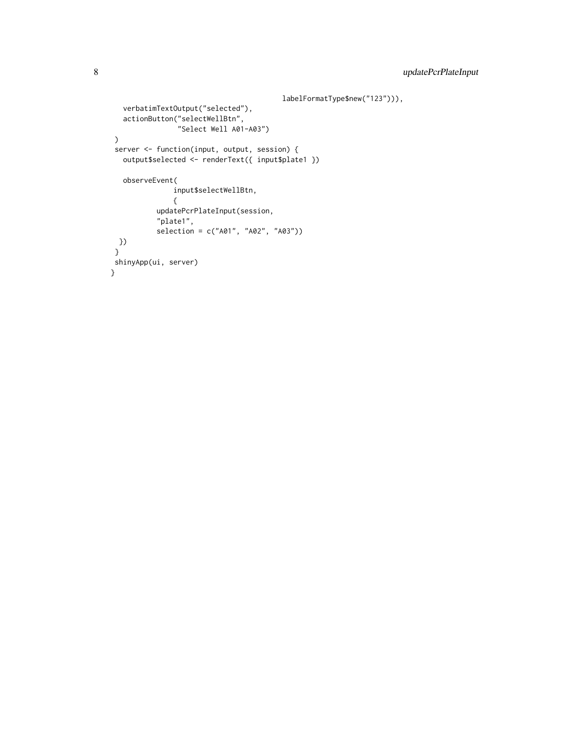```
                                          labelFormatType$new("123"))),
    verbatimTextOutput("selected"),
    actionButton("selectWellBtn",
                 "Select Well A01-A03")
  )
  server <- function(input, output, session) {
    output$selected <- renderText({ input$plate1 })

    observeEvent(
                input$selectWellBtn,
                {
            updatePcrPlateInput(session,
            "plate1",
            selection = c("A01", "A02", "A03"))
   })
  }
  shinyApp(ui, server)
}
```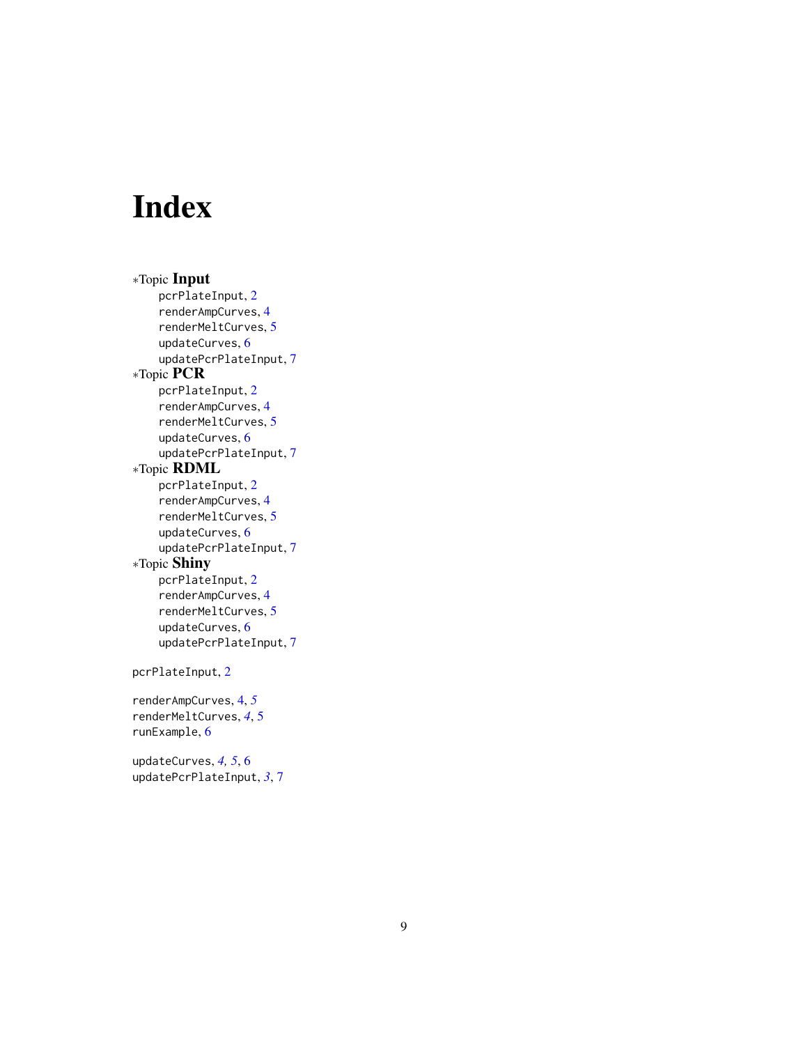# Index

∗Topic **Input**
- pcrPlateInput, 2
- renderAmpCurves, 4
- renderMeltCurves, 5
- updateCurves, 6
- updatePcrPlateInput, 7

∗Topic **PCR**
- pcrPlateInput, 2
- renderAmpCurves, 4
- renderMeltCurves, 5
- updateCurves, 6
- updatePcrPlateInput, 7

∗Topic **RDML**
- pcrPlateInput, 2
- renderAmpCurves, 4
- renderMeltCurves, 5
- updateCurves, 6
- updatePcrPlateInput, 7

∗Topic **Shiny**
- pcrPlateInput, 2
- renderAmpCurves, 4
- renderMeltCurves, 5
- updateCurves, 6
- updatePcrPlateInput, 7

pcrPlateInput, 2

renderAmpCurves, 4, *5*
renderMeltCurves, *4*, 5
runExample, 6

updateCurves, *4, 5*, 6
updatePcrPlateInput, *3*, 7